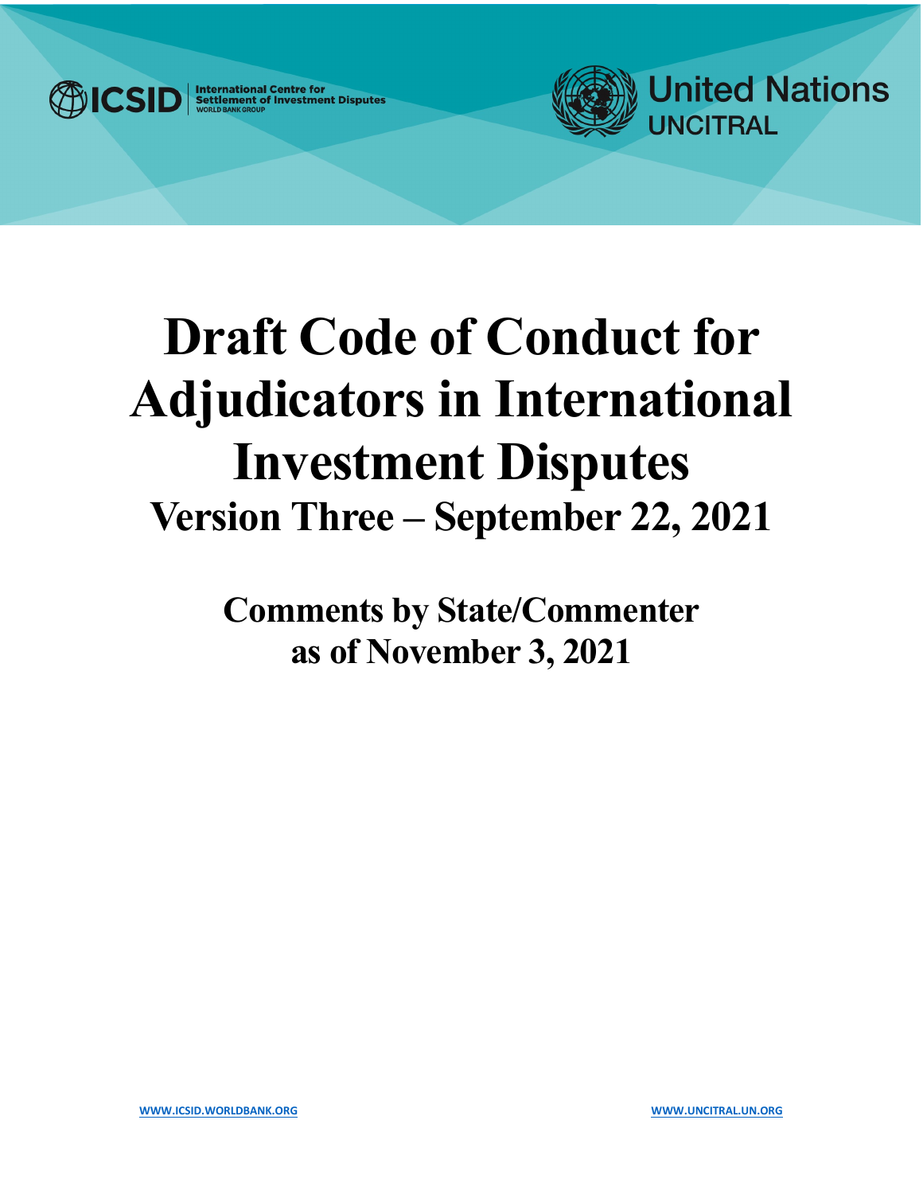ICSID International Centre for Settlement of Investment Disputes WORLD BANK GROUP

United Nations UNCITRAL

# Draft Code of Conduct for Adjudicators in International Investment Disputes

## Version Three – September 22, 2021

## Comments by State/Commenter as of November 3, 2021

WWW.ICSID.WORLDBANK.ORG

WWW.UNCITRAL.UN.ORG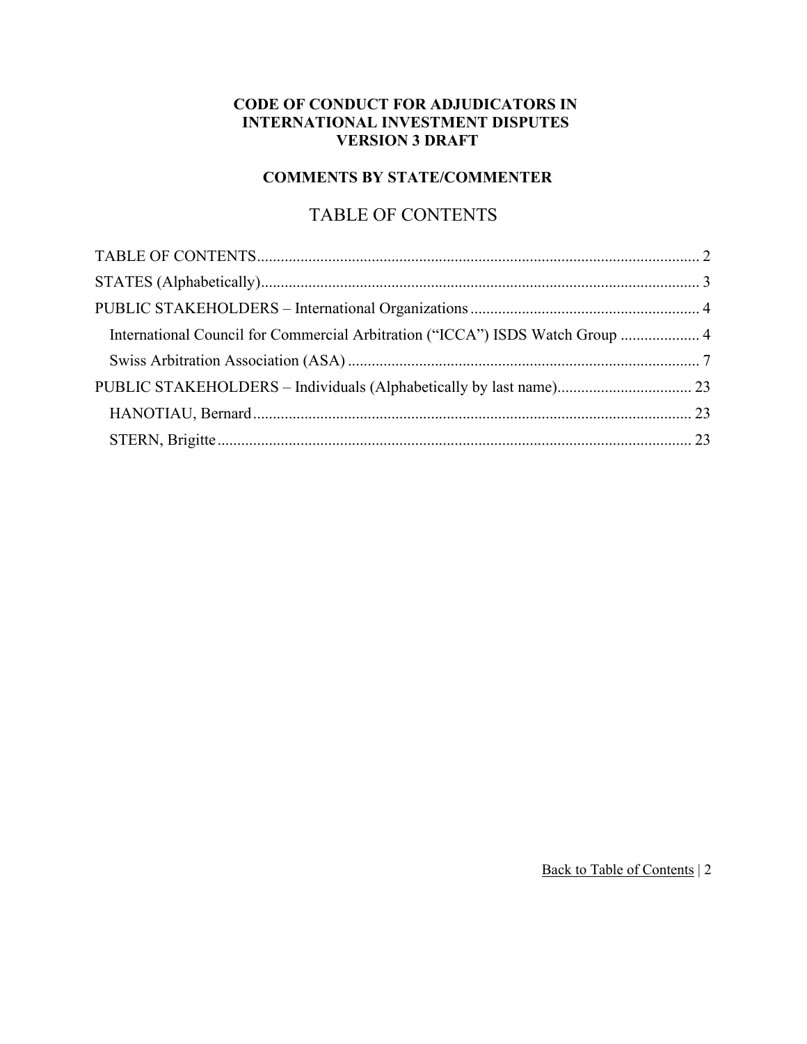**CODE OF CONDUCT FOR ADJUDICATORS IN INTERNATIONAL INVESTMENT DISPUTES VERSION 3 DRAFT**

**COMMENTS BY STATE/COMMENTER**

# TABLE OF CONTENTS

TABLE OF CONTENTS ........................................................................ 2

STATES (Alphabetically) ........................................................................ 3

PUBLIC STAKEHOLDERS – International Organizations ........................................ 4

- International Council for Commercial Arbitration ("ICCA") ISDS Watch Group ..................... 4
- Swiss Arbitration Association (ASA) ........................................................................ 7

PUBLIC STAKEHOLDERS – Individuals (Alphabetically by last name) .................................. 23

- HANOTIAU, Bernard ........................................................................ 23
- STERN, Brigitte ........................................................................ 23

Back to Table of Contents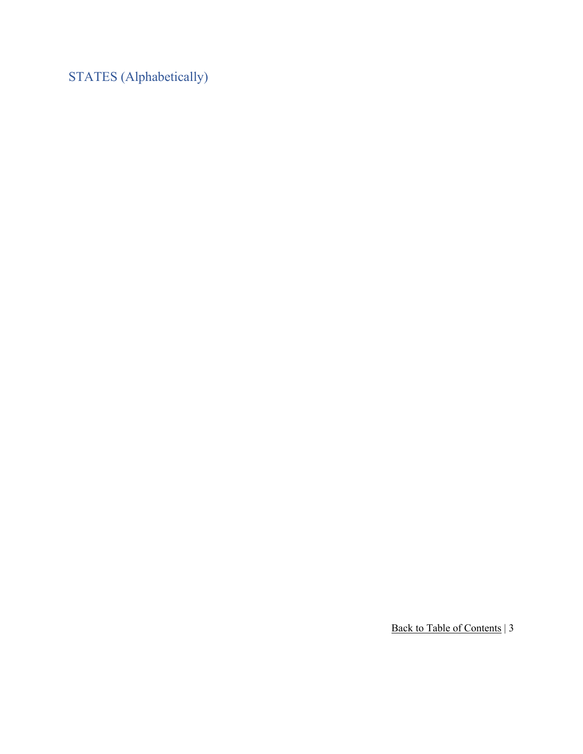## STATES (Alphabetically)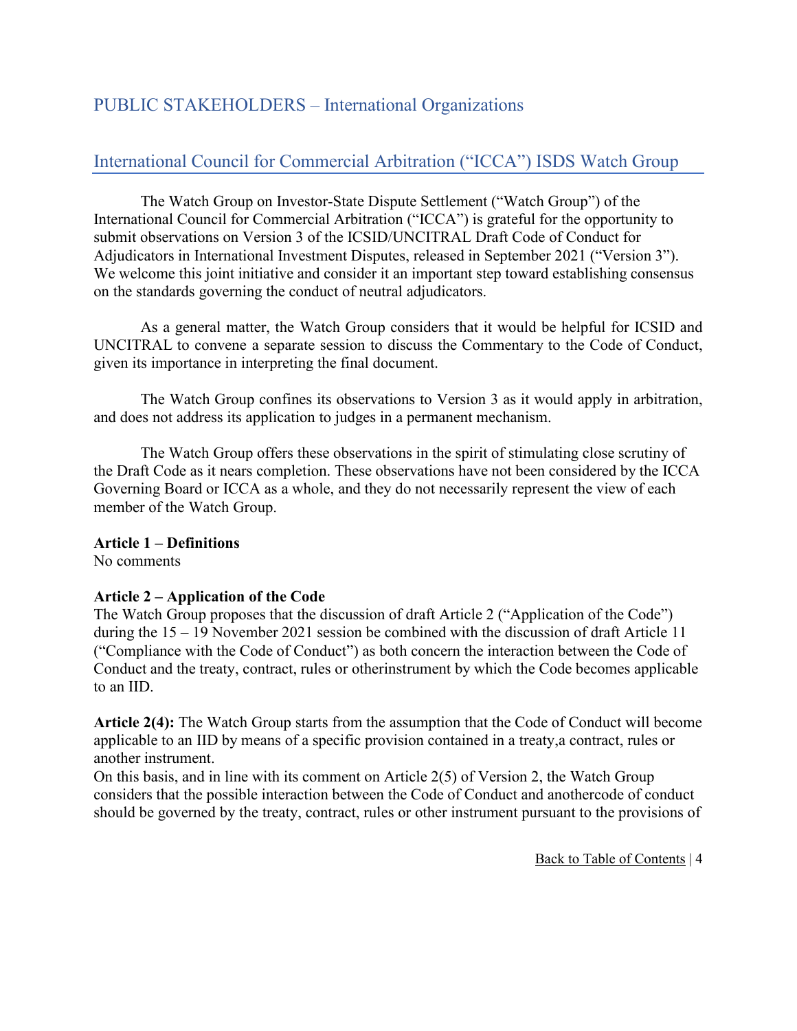# PUBLIC STAKEHOLDERS – International Organizations

## International Council for Commercial Arbitration ("ICCA") ISDS Watch Group

The Watch Group on Investor-State Dispute Settlement ("Watch Group") of the International Council for Commercial Arbitration ("ICCA") is grateful for the opportunity to submit observations on Version 3 of the ICSID/UNCITRAL Draft Code of Conduct for Adjudicators in International Investment Disputes, released in September 2021 ("Version 3"). We welcome this joint initiative and consider it an important step toward establishing consensus on the standards governing the conduct of neutral adjudicators.

As a general matter, the Watch Group considers that it would be helpful for ICSID and UNCITRAL to convene a separate session to discuss the Commentary to the Code of Conduct, given its importance in interpreting the final document.

The Watch Group confines its observations to Version 3 as it would apply in arbitration, and does not address its application to judges in a permanent mechanism.

The Watch Group offers these observations in the spirit of stimulating close scrutiny of the Draft Code as it nears completion. These observations have not been considered by the ICCA Governing Board or ICCA as a whole, and they do not necessarily represent the view of each member of the Watch Group.

**Article 1 – Definitions**
No comments

**Article 2 – Application of the Code**
The Watch Group proposes that the discussion of draft Article 2 ("Application of the Code") during the 15 – 19 November 2021 session be combined with the discussion of draft Article 11 ("Compliance with the Code of Conduct") as both concern the interaction between the Code of Conduct and the treaty, contract, rules or otherinstrument by which the Code becomes applicable to an IID.

**Article 2(4):** The Watch Group starts from the assumption that the Code of Conduct will become applicable to an IID by means of a specific provision contained in a treaty,a contract, rules or another instrument.
On this basis, and in line with its comment on Article 2(5) of Version 2, the Watch Group considers that the possible interaction between the Code of Conduct and anothercode of conduct should be governed by the treaty, contract, rules or other instrument pursuant to the provisions of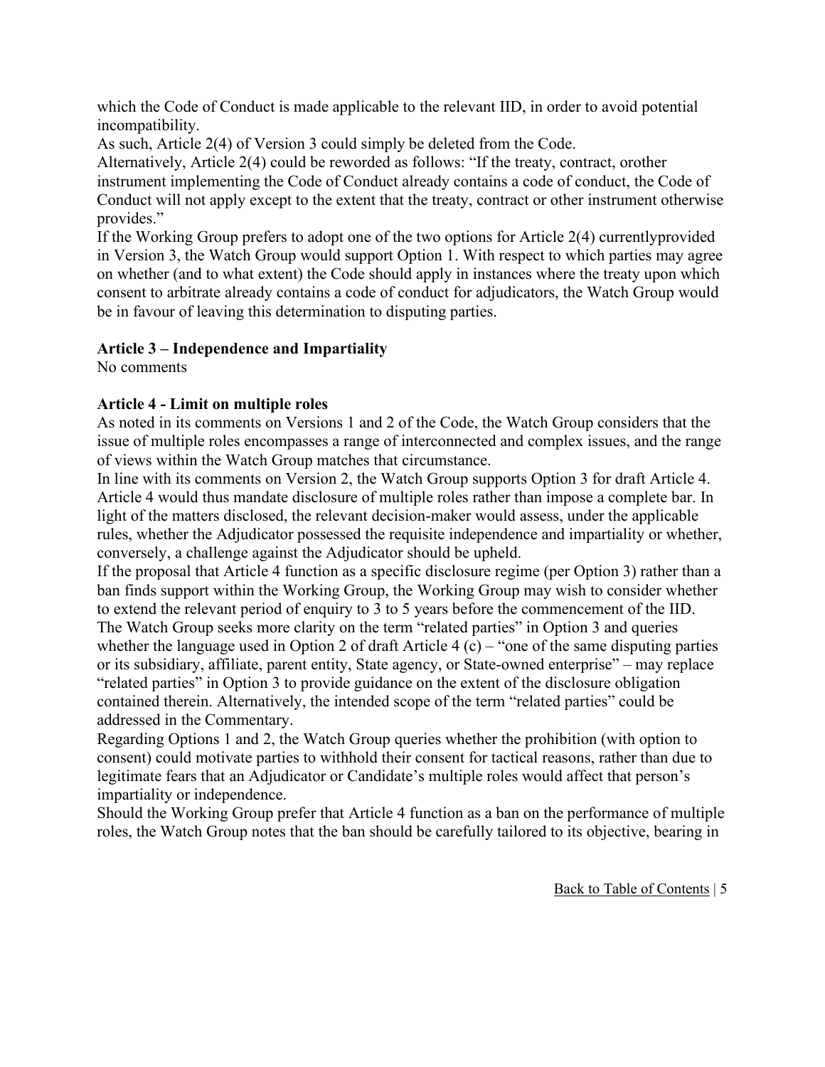which the Code of Conduct is made applicable to the relevant IID, in order to avoid potential incompatibility.

As such, Article 2(4) of Version 3 could simply be deleted from the Code.

Alternatively, Article 2(4) could be reworded as follows: "If the treaty, contract, orother instrument implementing the Code of Conduct already contains a code of conduct, the Code of Conduct will not apply except to the extent that the treaty, contract or other instrument otherwise provides."

If the Working Group prefers to adopt one of the two options for Article 2(4) currentlyprovided in Version 3, the Watch Group would support Option 1. With respect to which parties may agree on whether (and to what extent) the Code should apply in instances where the treaty upon which consent to arbitrate already contains a code of conduct for adjudicators, the Watch Group would be in favour of leaving this determination to disputing parties.

**Article 3 – Independence and Impartiality**

No comments

**Article 4 - Limit on multiple roles**

As noted in its comments on Versions 1 and 2 of the Code, the Watch Group considers that the issue of multiple roles encompasses a range of interconnected and complex issues, and the range of views within the Watch Group matches that circumstance.

In line with its comments on Version 2, the Watch Group supports Option 3 for draft Article 4. Article 4 would thus mandate disclosure of multiple roles rather than impose a complete bar. In light of the matters disclosed, the relevant decision-maker would assess, under the applicable rules, whether the Adjudicator possessed the requisite independence and impartiality or whether, conversely, a challenge against the Adjudicator should be upheld.

If the proposal that Article 4 function as a specific disclosure regime (per Option 3) rather than a ban finds support within the Working Group, the Working Group may wish to consider whether to extend the relevant period of enquiry to 3 to 5 years before the commencement of the IID.

The Watch Group seeks more clarity on the term "related parties" in Option 3 and queries whether the language used in Option 2 of draft Article 4 (c) – "one of the same disputing parties or its subsidiary, affiliate, parent entity, State agency, or State-owned enterprise" – may replace "related parties" in Option 3 to provide guidance on the extent of the disclosure obligation contained therein. Alternatively, the intended scope of the term "related parties" could be addressed in the Commentary.

Regarding Options 1 and 2, the Watch Group queries whether the prohibition (with option to consent) could motivate parties to withhold their consent for tactical reasons, rather than due to legitimate fears that an Adjudicator or Candidate's multiple roles would affect that person's impartiality or independence.

Should the Working Group prefer that Article 4 function as a ban on the performance of multiple roles, the Watch Group notes that the ban should be carefully tailored to its objective, bearing in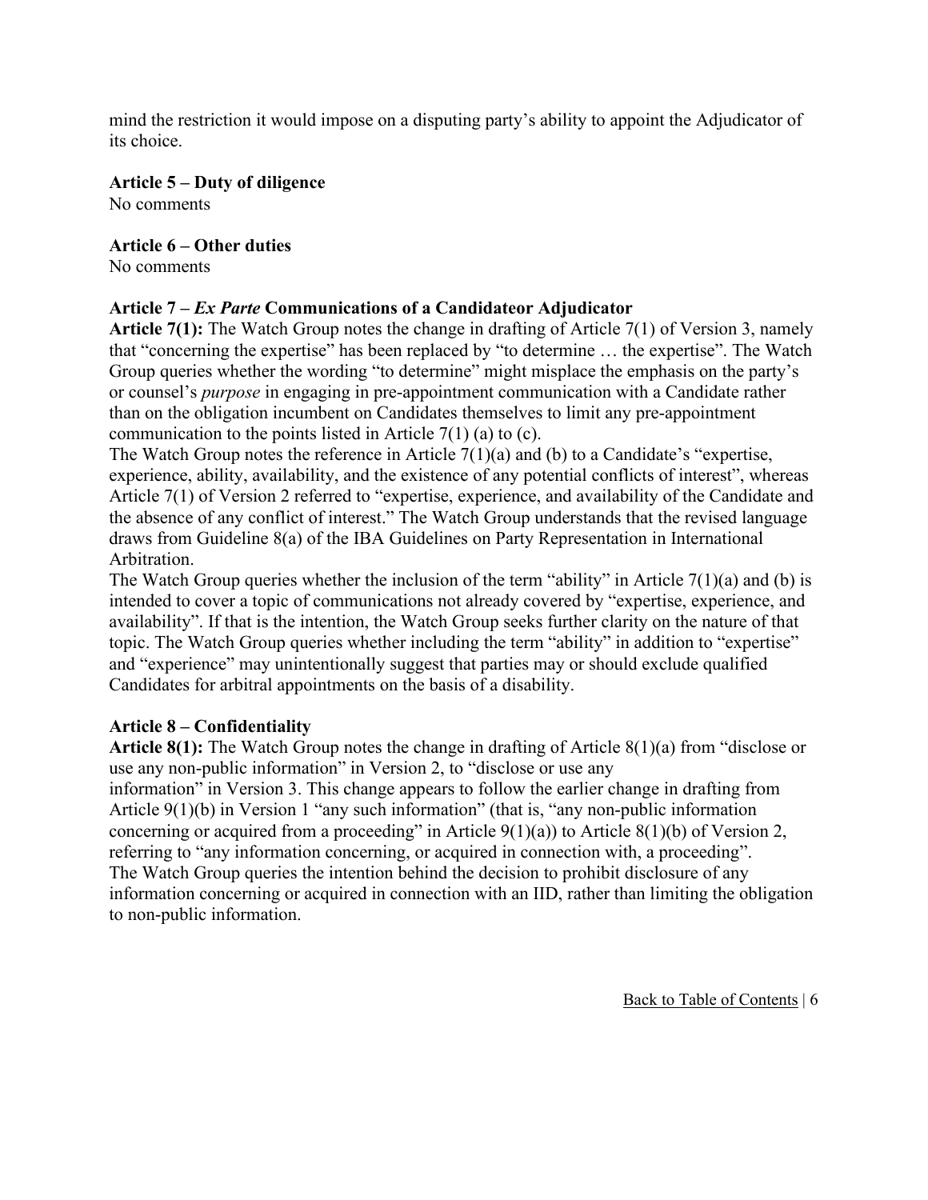mind the restriction it would impose on a disputing party's ability to appoint the Adjudicator of its choice.

**Article 5 – Duty of diligence**
No comments

**Article 6 – Other duties**
No comments

**Article 7 – *Ex Parte* Communications of a Candidateor Adjudicator**

**Article 7(1):** The Watch Group notes the change in drafting of Article 7(1) of Version 3, namely that "concerning the expertise" has been replaced by "to determine … the expertise". The Watch Group queries whether the wording "to determine" might misplace the emphasis on the party's or counsel's *purpose* in engaging in pre-appointment communication with a Candidate rather than on the obligation incumbent on Candidates themselves to limit any pre-appointment communication to the points listed in Article 7(1) (a) to (c).

The Watch Group notes the reference in Article 7(1)(a) and (b) to a Candidate's "expertise, experience, ability, availability, and the existence of any potential conflicts of interest", whereas Article 7(1) of Version 2 referred to "expertise, experience, and availability of the Candidate and the absence of any conflict of interest." The Watch Group understands that the revised language draws from Guideline 8(a) of the IBA Guidelines on Party Representation in International Arbitration.

The Watch Group queries whether the inclusion of the term "ability" in Article 7(1)(a) and (b) is intended to cover a topic of communications not already covered by "expertise, experience, and availability". If that is the intention, the Watch Group seeks further clarity on the nature of that topic. The Watch Group queries whether including the term "ability" in addition to "expertise" and "experience" may unintentionally suggest that parties may or should exclude qualified Candidates for arbitral appointments on the basis of a disability.

**Article 8 – Confidentiality**

**Article 8(1):** The Watch Group notes the change in drafting of Article 8(1)(a) from "disclose or use any non-public information" in Version 2, to "disclose or use any information" in Version 3. This change appears to follow the earlier change in drafting from Article 9(1)(b) in Version 1 "any such information" (that is, "any non-public information concerning or acquired from a proceeding" in Article 9(1)(a)) to Article 8(1)(b) of Version 2, referring to "any information concerning, or acquired in connection with, a proceeding". The Watch Group queries the intention behind the decision to prohibit disclosure of any information concerning or acquired in connection with an IID, rather than limiting the obligation to non-public information.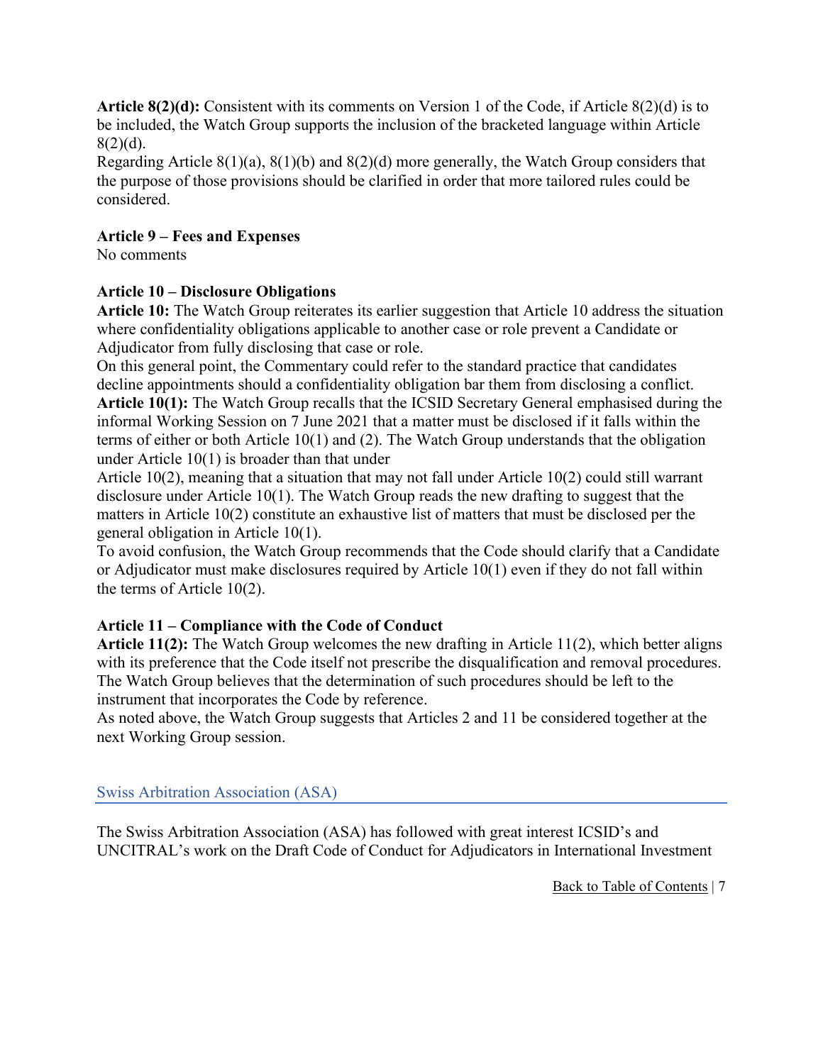**Article 8(2)(d):** Consistent with its comments on Version 1 of the Code, if Article 8(2)(d) is to be included, the Watch Group supports the inclusion of the bracketed language within Article 8(2)(d).
Regarding Article 8(1)(a), 8(1)(b) and 8(2)(d) more generally, the Watch Group considers that the purpose of those provisions should be clarified in order that more tailored rules could be considered.

**Article 9 – Fees and Expenses**
No comments

**Article 10 – Disclosure Obligations**
**Article 10:** The Watch Group reiterates its earlier suggestion that Article 10 address the situation where confidentiality obligations applicable to another case or role prevent a Candidate or Adjudicator from fully disclosing that case or role.
On this general point, the Commentary could refer to the standard practice that candidates decline appointments should a confidentiality obligation bar them from disclosing a conflict.
**Article 10(1):** The Watch Group recalls that the ICSID Secretary General emphasised during the informal Working Session on 7 June 2021 that a matter must be disclosed if it falls within the terms of either or both Article 10(1) and (2). The Watch Group understands that the obligation under Article 10(1) is broader than that under Article 10(2), meaning that a situation that may not fall under Article 10(2) could still warrant disclosure under Article 10(1). The Watch Group reads the new drafting to suggest that the matters in Article 10(2) constitute an exhaustive list of matters that must be disclosed per the general obligation in Article 10(1).
To avoid confusion, the Watch Group recommends that the Code should clarify that a Candidate or Adjudicator must make disclosures required by Article 10(1) even if they do not fall within the terms of Article 10(2).

**Article 11 – Compliance with the Code of Conduct**
**Article 11(2):** The Watch Group welcomes the new drafting in Article 11(2), which better aligns with its preference that the Code itself not prescribe the disqualification and removal procedures. The Watch Group believes that the determination of such procedures should be left to the instrument that incorporates the Code by reference.
As noted above, the Watch Group suggests that Articles 2 and 11 be considered together at the next Working Group session.

## Swiss Arbitration Association (ASA)

The Swiss Arbitration Association (ASA) has followed with great interest ICSID's and UNCITRAL's work on the Draft Code of Conduct for Adjudicators in International Investment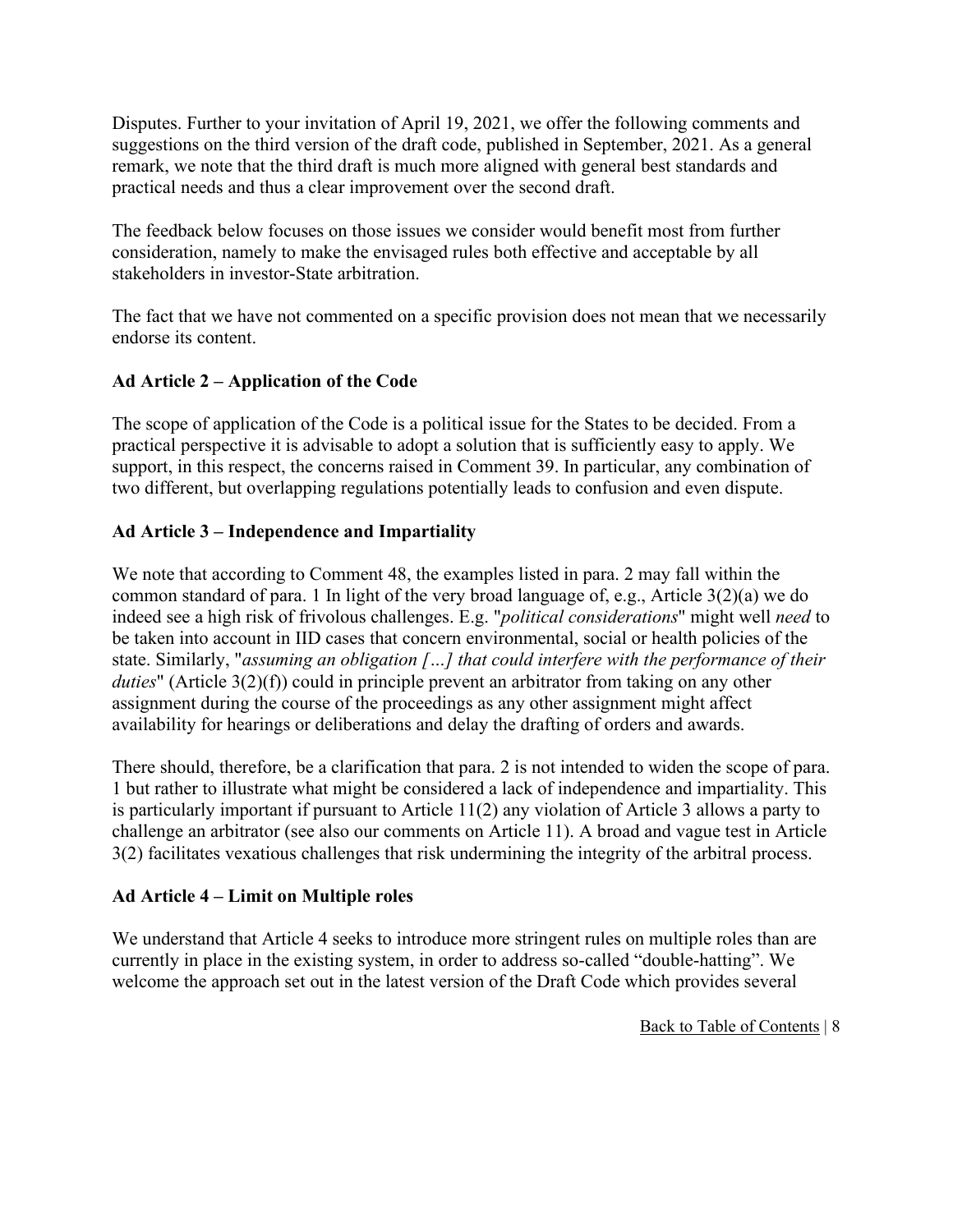Disputes. Further to your invitation of April 19, 2021, we offer the following comments and suggestions on the third version of the draft code, published in September, 2021. As a general remark, we note that the third draft is much more aligned with general best standards and practical needs and thus a clear improvement over the second draft.

The feedback below focuses on those issues we consider would benefit most from further consideration, namely to make the envisaged rules both effective and acceptable by all stakeholders in investor-State arbitration.

The fact that we have not commented on a specific provision does not mean that we necessarily endorse its content.

**Ad Article 2 – Application of the Code**

The scope of application of the Code is a political issue for the States to be decided. From a practical perspective it is advisable to adopt a solution that is sufficiently easy to apply. We support, in this respect, the concerns raised in Comment 39. In particular, any combination of two different, but overlapping regulations potentially leads to confusion and even dispute.

**Ad Article 3 – Independence and Impartiality**

We note that according to Comment 48, the examples listed in para. 2 may fall within the common standard of para. 1 In light of the very broad language of, e.g., Article 3(2)(a) we do indeed see a high risk of frivolous challenges. E.g. "*political considerations*" might well *need* to be taken into account in IID cases that concern environmental, social or health policies of the state. Similarly, "*assuming an obligation […] that could interfere with the performance of their duties*" (Article 3(2)(f)) could in principle prevent an arbitrator from taking on any other assignment during the course of the proceedings as any other assignment might affect availability for hearings or deliberations and delay the drafting of orders and awards.

There should, therefore, be a clarification that para. 2 is not intended to widen the scope of para. 1 but rather to illustrate what might be considered a lack of independence and impartiality. This is particularly important if pursuant to Article 11(2) any violation of Article 3 allows a party to challenge an arbitrator (see also our comments on Article 11). A broad and vague test in Article 3(2) facilitates vexatious challenges that risk undermining the integrity of the arbitral process.

**Ad Article 4 – Limit on Multiple roles**

We understand that Article 4 seeks to introduce more stringent rules on multiple roles than are currently in place in the existing system, in order to address so-called "double-hatting". We welcome the approach set out in the latest version of the Draft Code which provides several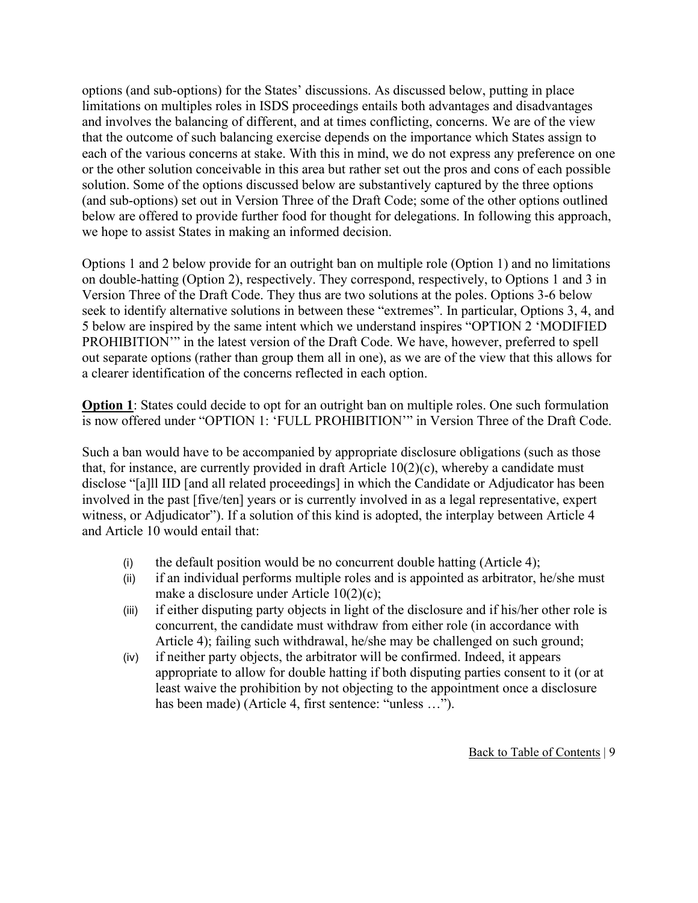options (and sub-options) for the States' discussions. As discussed below, putting in place limitations on multiples roles in ISDS proceedings entails both advantages and disadvantages and involves the balancing of different, and at times conflicting, concerns. We are of the view that the outcome of such balancing exercise depends on the importance which States assign to each of the various concerns at stake. With this in mind, we do not express any preference on one or the other solution conceivable in this area but rather set out the pros and cons of each possible solution. Some of the options discussed below are substantively captured by the three options (and sub-options) set out in Version Three of the Draft Code; some of the other options outlined below are offered to provide further food for thought for delegations. In following this approach, we hope to assist States in making an informed decision.

Options 1 and 2 below provide for an outright ban on multiple role (Option 1) and no limitations on double-hatting (Option 2), respectively. They correspond, respectively, to Options 1 and 3 in Version Three of the Draft Code. They thus are two solutions at the poles. Options 3-6 below seek to identify alternative solutions in between these "extremes". In particular, Options 3, 4, and 5 below are inspired by the same intent which we understand inspires "OPTION 2 'MODIFIED PROHIBITION'" in the latest version of the Draft Code. We have, however, preferred to spell out separate options (rather than group them all in one), as we are of the view that this allows for a clearer identification of the concerns reflected in each option.

**Option 1**: States could decide to opt for an outright ban on multiple roles. One such formulation is now offered under "OPTION 1: 'FULL PROHIBITION'" in Version Three of the Draft Code.

Such a ban would have to be accompanied by appropriate disclosure obligations (such as those that, for instance, are currently provided in draft Article 10(2)(c), whereby a candidate must disclose "[a]ll IID [and all related proceedings] in which the Candidate or Adjudicator has been involved in the past [five/ten] years or is currently involved in as a legal representative, expert witness, or Adjudicator"). If a solution of this kind is adopted, the interplay between Article 4 and Article 10 would entail that:

(i) the default position would be no concurrent double hatting (Article 4);

(ii) if an individual performs multiple roles and is appointed as arbitrator, he/she must make a disclosure under Article 10(2)(c);

(iii) if either disputing party objects in light of the disclosure and if his/her other role is concurrent, the candidate must withdraw from either role (in accordance with Article 4); failing such withdrawal, he/she may be challenged on such ground;

(iv) if neither party objects, the arbitrator will be confirmed. Indeed, it appears appropriate to allow for double hatting if both disputing parties consent to it (or at least waive the prohibition by not objecting to the appointment once a disclosure has been made) (Article 4, first sentence: "unless …").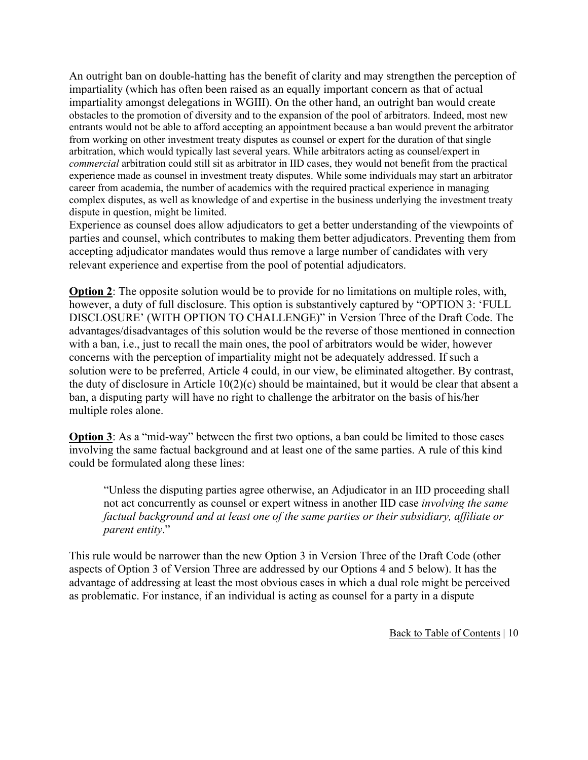An outright ban on double-hatting has the benefit of clarity and may strengthen the perception of impartiality (which has often been raised as an equally important concern as that of actual impartiality amongst delegations in WGIII). On the other hand, an outright ban would create obstacles to the promotion of diversity and to the expansion of the pool of arbitrators. Indeed, most new entrants would not be able to afford accepting an appointment because a ban would prevent the arbitrator from working on other investment treaty disputes as counsel or expert for the duration of that single arbitration, which would typically last several years. While arbitrators acting as counsel/expert in *commercial* arbitration could still sit as arbitrator in IID cases, they would not benefit from the practical experience made as counsel in investment treaty disputes. While some individuals may start an arbitrator career from academia, the number of academics with the required practical experience in managing complex disputes, as well as knowledge of and expertise in the business underlying the investment treaty dispute in question, might be limited.

Experience as counsel does allow adjudicators to get a better understanding of the viewpoints of parties and counsel, which contributes to making them better adjudicators. Preventing them from accepting adjudicator mandates would thus remove a large number of candidates with very relevant experience and expertise from the pool of potential adjudicators.

**Option 2**: The opposite solution would be to provide for no limitations on multiple roles, with, however, a duty of full disclosure. This option is substantively captured by "OPTION 3: 'FULL DISCLOSURE' (WITH OPTION TO CHALLENGE)" in Version Three of the Draft Code. The advantages/disadvantages of this solution would be the reverse of those mentioned in connection with a ban, i.e., just to recall the main ones, the pool of arbitrators would be wider, however concerns with the perception of impartiality might not be adequately addressed. If such a solution were to be preferred, Article 4 could, in our view, be eliminated altogether. By contrast, the duty of disclosure in Article 10(2)(c) should be maintained, but it would be clear that absent a ban, a disputing party will have no right to challenge the arbitrator on the basis of his/her multiple roles alone.

**Option 3**: As a "mid-way" between the first two options, a ban could be limited to those cases involving the same factual background and at least one of the same parties. A rule of this kind could be formulated along these lines:

> "Unless the disputing parties agree otherwise, an Adjudicator in an IID proceeding shall not act concurrently as counsel or expert witness in another IID case *involving the same factual background and at least one of the same parties or their subsidiary, affiliate or parent entity*."

This rule would be narrower than the new Option 3 in Version Three of the Draft Code (other aspects of Option 3 of Version Three are addressed by our Options 4 and 5 below). It has the advantage of addressing at least the most obvious cases in which a dual role might be perceived as problematic. For instance, if an individual is acting as counsel for a party in a dispute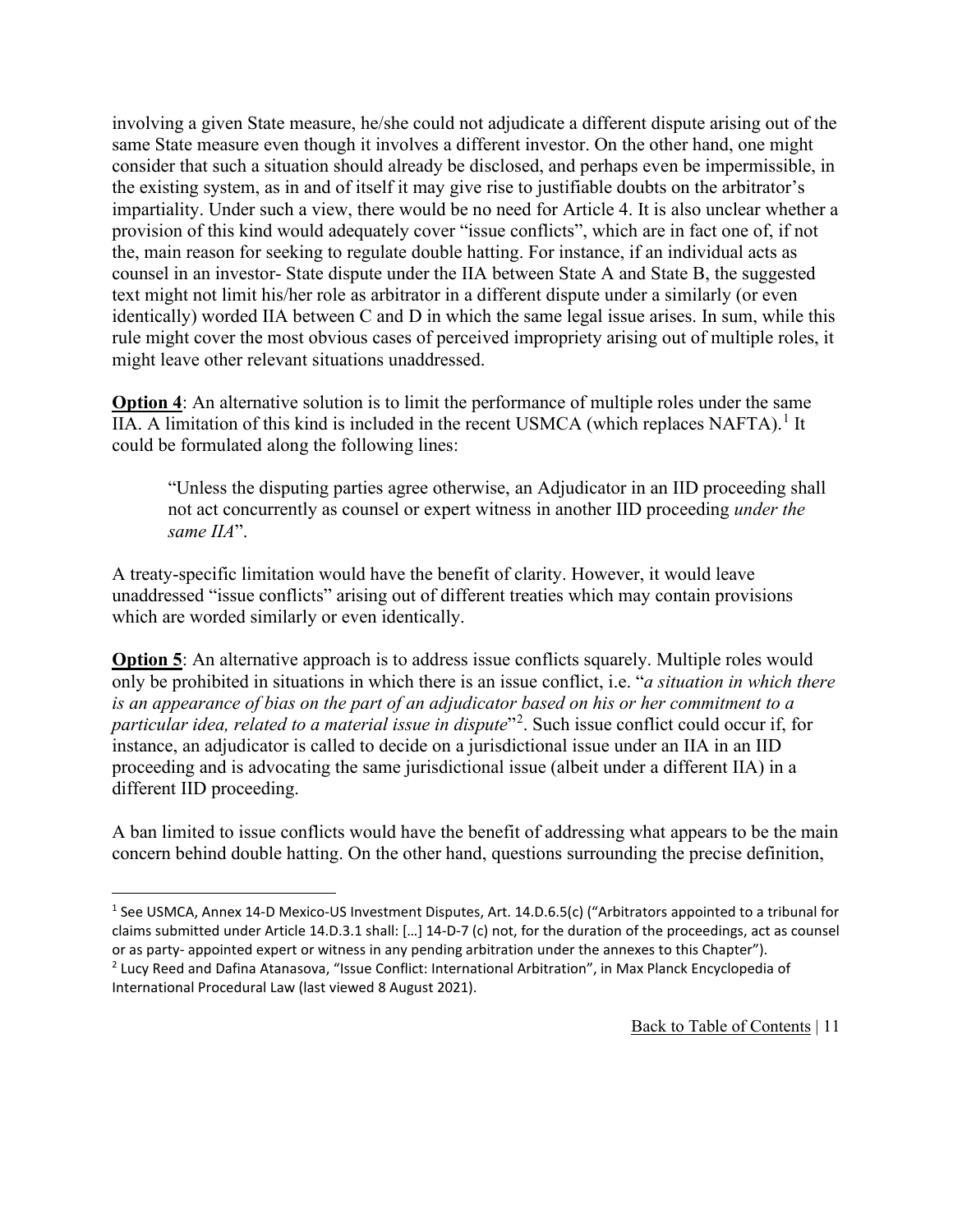involving a given State measure, he/she could not adjudicate a different dispute arising out of the same State measure even though it involves a different investor. On the other hand, one might consider that such a situation should already be disclosed, and perhaps even be impermissible, in the existing system, as in and of itself it may give rise to justifiable doubts on the arbitrator's impartiality. Under such a view, there would be no need for Article 4. It is also unclear whether a provision of this kind would adequately cover "issue conflicts", which are in fact one of, if not the, main reason for seeking to regulate double hatting. For instance, if an individual acts as counsel in an investor- State dispute under the IIA between State A and State B, the suggested text might not limit his/her role as arbitrator in a different dispute under a similarly (or even identically) worded IIA between C and D in which the same legal issue arises. In sum, while this rule might cover the most obvious cases of perceived impropriety arising out of multiple roles, it might leave other relevant situations unaddressed.

**Option 4**: An alternative solution is to limit the performance of multiple roles under the same IIA. A limitation of this kind is included in the recent USMCA (which replaces NAFTA).[1] It could be formulated along the following lines:

> "Unless the disputing parties agree otherwise, an Adjudicator in an IID proceeding shall not act concurrently as counsel or expert witness in another IID proceeding *under the same IIA*".

A treaty-specific limitation would have the benefit of clarity. However, it would leave unaddressed "issue conflicts" arising out of different treaties which may contain provisions which are worded similarly or even identically.

**Option 5**: An alternative approach is to address issue conflicts squarely. Multiple roles would only be prohibited in situations in which there is an issue conflict, i.e. "*a situation in which there is an appearance of bias on the part of an adjudicator based on his or her commitment to a particular idea, related to a material issue in dispute*"[2]. Such issue conflict could occur if, for instance, an adjudicator is called to decide on a jurisdictional issue under an IIA in an IID proceeding and is advocating the same jurisdictional issue (albeit under a different IIA) in a different IID proceeding.

A ban limited to issue conflicts would have the benefit of addressing what appears to be the main concern behind double hatting. On the other hand, questions surrounding the precise definition,

---

[1] See USMCA, Annex 14-D Mexico-US Investment Disputes, Art. 14.D.6.5(c) ("Arbitrators appointed to a tribunal for claims submitted under Article 14.D.3.1 shall: […] 14-D-7 (c) not, for the duration of the proceedings, act as counsel or as party- appointed expert or witness in any pending arbitration under the annexes to this Chapter").

[2] Lucy Reed and Dafina Atanasova, "Issue Conflict: International Arbitration", in Max Planck Encyclopedia of International Procedural Law (last viewed 8 August 2021).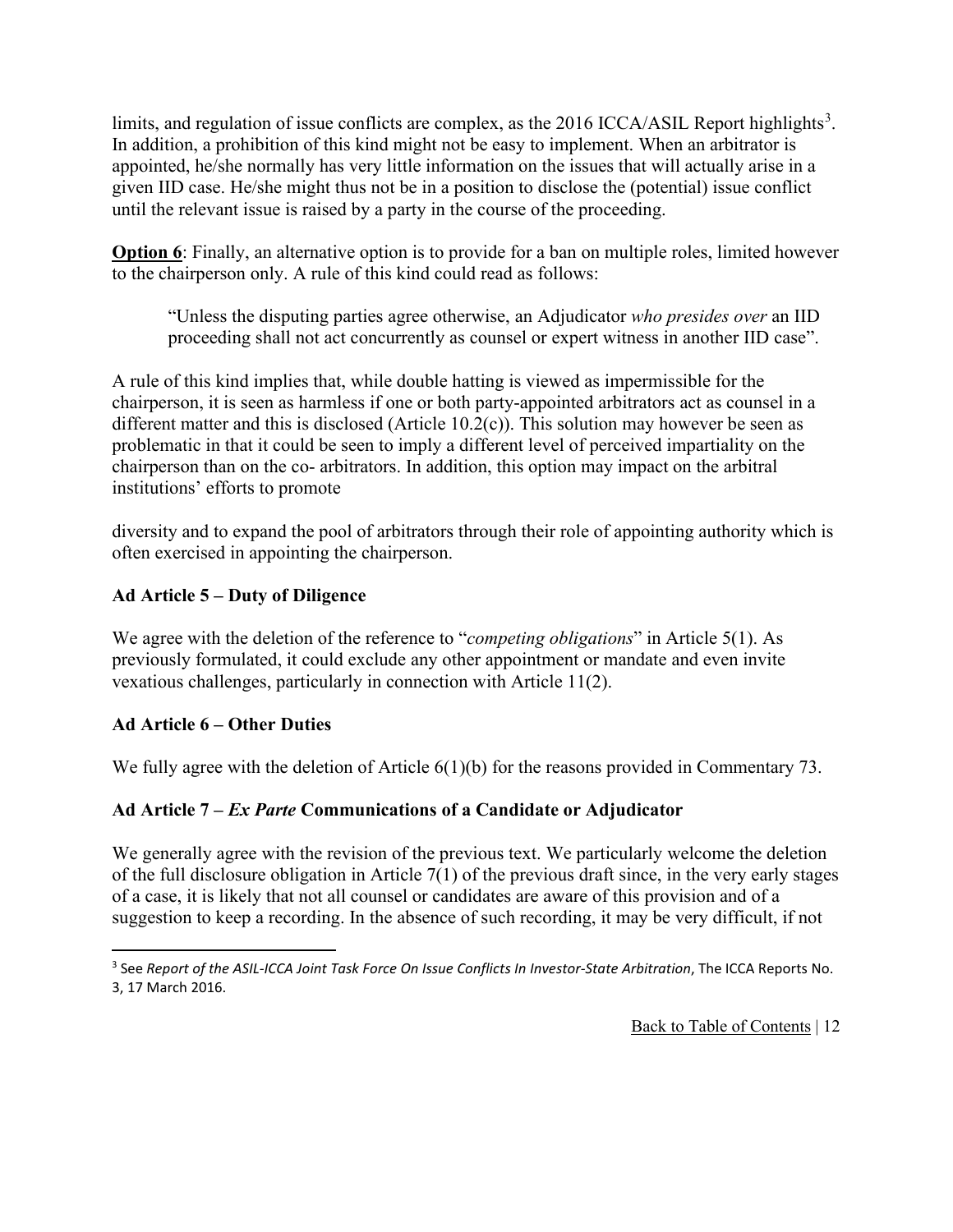limits, and regulation of issue conflicts are complex, as the 2016 ICCA/ASIL Report highlights[3]. In addition, a prohibition of this kind might not be easy to implement. When an arbitrator is appointed, he/she normally has very little information on the issues that will actually arise in a given IID case. He/she might thus not be in a position to disclose the (potential) issue conflict until the relevant issue is raised by a party in the course of the proceeding.

**Option 6**: Finally, an alternative option is to provide for a ban on multiple roles, limited however to the chairperson only. A rule of this kind could read as follows:

> "Unless the disputing parties agree otherwise, an Adjudicator *who presides over* an IID proceeding shall not act concurrently as counsel or expert witness in another IID case".

A rule of this kind implies that, while double hatting is viewed as impermissible for the chairperson, it is seen as harmless if one or both party-appointed arbitrators act as counsel in a different matter and this is disclosed (Article 10.2(c)). This solution may however be seen as problematic in that it could be seen to imply a different level of perceived impartiality on the chairperson than on the co- arbitrators. In addition, this option may impact on the arbitral institutions' efforts to promote diversity and to expand the pool of arbitrators through their role of appointing authority which is often exercised in appointing the chairperson.

### Ad Article 5 – Duty of Diligence

We agree with the deletion of the reference to "*competing obligations*" in Article 5(1). As previously formulated, it could exclude any other appointment or mandate and even invite vexatious challenges, particularly in connection with Article 11(2).

### Ad Article 6 – Other Duties

We fully agree with the deletion of Article 6(1)(b) for the reasons provided in Commentary 73.

### Ad Article 7 – *Ex Parte* Communications of a Candidate or Adjudicator

We generally agree with the revision of the previous text. We particularly welcome the deletion of the full disclosure obligation in Article 7(1) of the previous draft since, in the very early stages of a case, it is likely that not all counsel or candidates are aware of this provision and of a suggestion to keep a recording. In the absence of such recording, it may be very difficult, if not

---

[3] See *Report of the ASIL-ICCA Joint Task Force On Issue Conflicts In Investor-State Arbitration*, The ICCA Reports No. 3, 17 March 2016.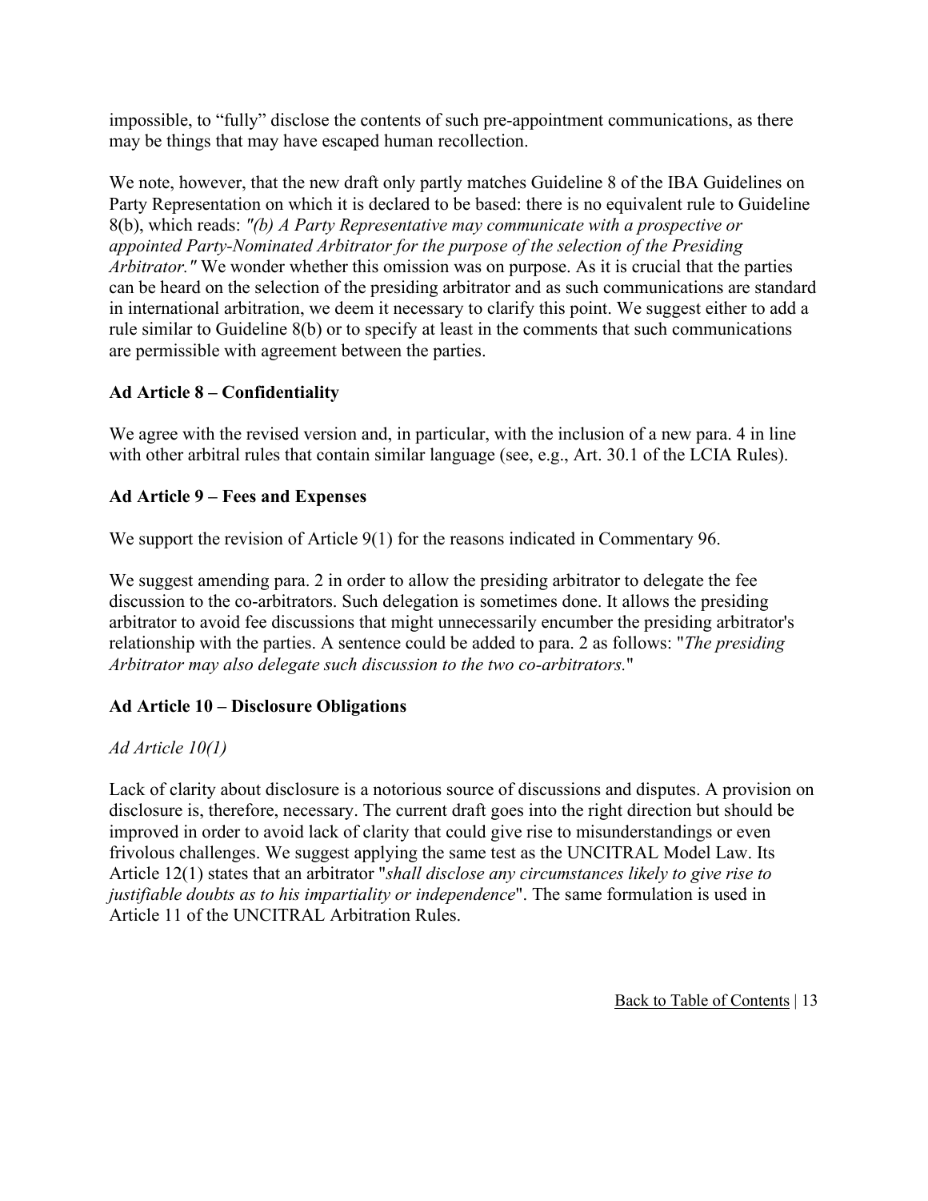impossible, to "fully" disclose the contents of such pre-appointment communications, as there may be things that may have escaped human recollection.

We note, however, that the new draft only partly matches Guideline 8 of the IBA Guidelines on Party Representation on which it is declared to be based: there is no equivalent rule to Guideline 8(b), which reads: *"(b) A Party Representative may communicate with a prospective or appointed Party-Nominated Arbitrator for the purpose of the selection of the Presiding Arbitrator."* We wonder whether this omission was on purpose. As it is crucial that the parties can be heard on the selection of the presiding arbitrator and as such communications are standard in international arbitration, we deem it necessary to clarify this point. We suggest either to add a rule similar to Guideline 8(b) or to specify at least in the comments that such communications are permissible with agreement between the parties.

**Ad Article 8 – Confidentiality**

We agree with the revised version and, in particular, with the inclusion of a new para. 4 in line with other arbitral rules that contain similar language (see, e.g., Art. 30.1 of the LCIA Rules).

**Ad Article 9 – Fees and Expenses**

We support the revision of Article 9(1) for the reasons indicated in Commentary 96.

We suggest amending para. 2 in order to allow the presiding arbitrator to delegate the fee discussion to the co-arbitrators. Such delegation is sometimes done. It allows the presiding arbitrator to avoid fee discussions that might unnecessarily encumber the presiding arbitrator's relationship with the parties. A sentence could be added to para. 2 as follows: "*The presiding Arbitrator may also delegate such discussion to the two co-arbitrators.*"

**Ad Article 10 – Disclosure Obligations**

*Ad Article 10(1)*

Lack of clarity about disclosure is a notorious source of discussions and disputes. A provision on disclosure is, therefore, necessary. The current draft goes into the right direction but should be improved in order to avoid lack of clarity that could give rise to misunderstandings or even frivolous challenges. We suggest applying the same test as the UNCITRAL Model Law. Its Article 12(1) states that an arbitrator "*shall disclose any circumstances likely to give rise to justifiable doubts as to his impartiality or independence*". The same formulation is used in Article 11 of the UNCITRAL Arbitration Rules.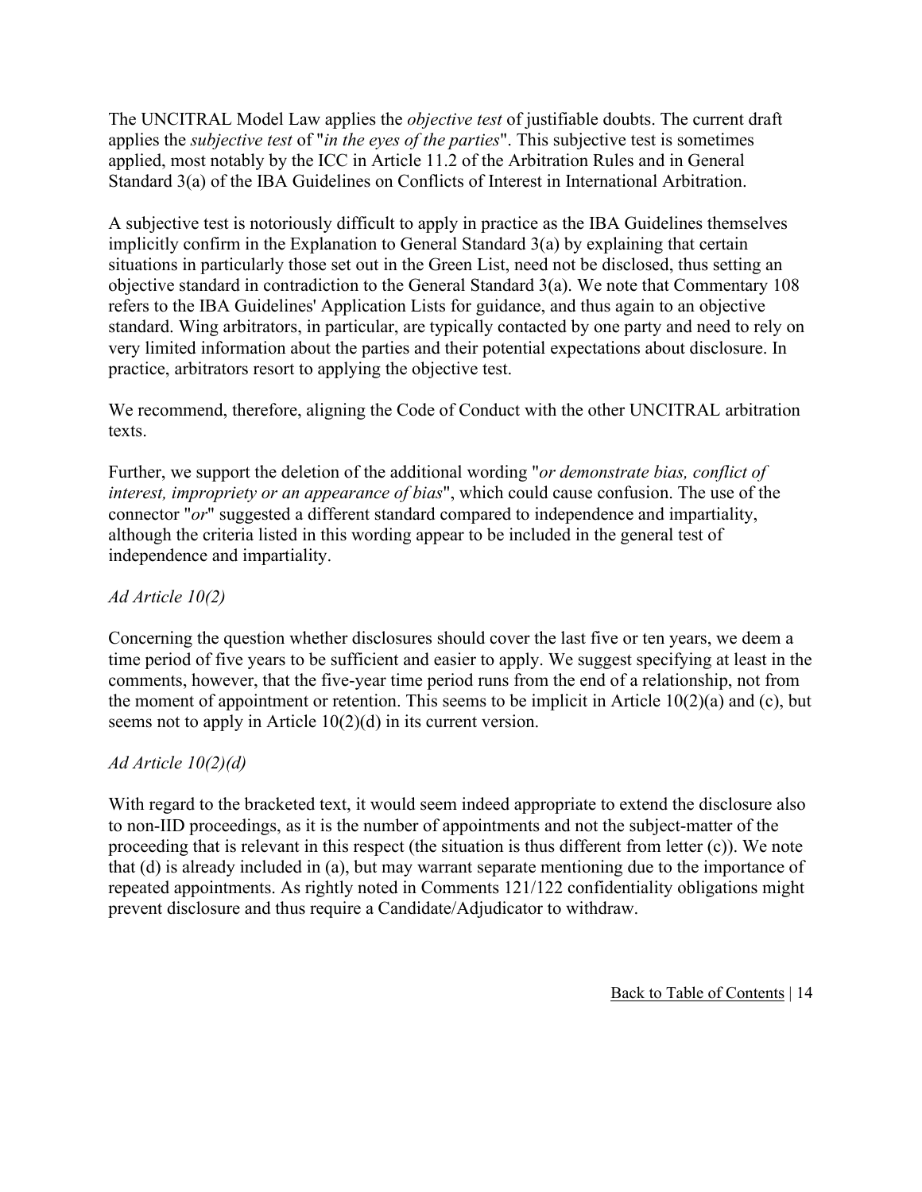The UNCITRAL Model Law applies the *objective test* of justifiable doubts. The current draft applies the *subjective test* of "*in the eyes of the parties*". This subjective test is sometimes applied, most notably by the ICC in Article 11.2 of the Arbitration Rules and in General Standard 3(a) of the IBA Guidelines on Conflicts of Interest in International Arbitration.

A subjective test is notoriously difficult to apply in practice as the IBA Guidelines themselves implicitly confirm in the Explanation to General Standard 3(a) by explaining that certain situations in particularly those set out in the Green List, need not be disclosed, thus setting an objective standard in contradiction to the General Standard 3(a). We note that Commentary 108 refers to the IBA Guidelines' Application Lists for guidance, and thus again to an objective standard. Wing arbitrators, in particular, are typically contacted by one party and need to rely on very limited information about the parties and their potential expectations about disclosure. In practice, arbitrators resort to applying the objective test.

We recommend, therefore, aligning the Code of Conduct with the other UNCITRAL arbitration texts.

Further, we support the deletion of the additional wording "*or demonstrate bias, conflict of interest, impropriety or an appearance of bias*", which could cause confusion. The use of the connector "*or*" suggested a different standard compared to independence and impartiality, although the criteria listed in this wording appear to be included in the general test of independence and impartiality.

*Ad Article 10(2)*

Concerning the question whether disclosures should cover the last five or ten years, we deem a time period of five years to be sufficient and easier to apply. We suggest specifying at least in the comments, however, that the five-year time period runs from the end of a relationship, not from the moment of appointment or retention. This seems to be implicit in Article 10(2)(a) and (c), but seems not to apply in Article 10(2)(d) in its current version.

*Ad Article 10(2)(d)*

With regard to the bracketed text, it would seem indeed appropriate to extend the disclosure also to non-IID proceedings, as it is the number of appointments and not the subject-matter of the proceeding that is relevant in this respect (the situation is thus different from letter (c)). We note that (d) is already included in (a), but may warrant separate mentioning due to the importance of repeated appointments. As rightly noted in Comments 121/122 confidentiality obligations might prevent disclosure and thus require a Candidate/Adjudicator to withdraw.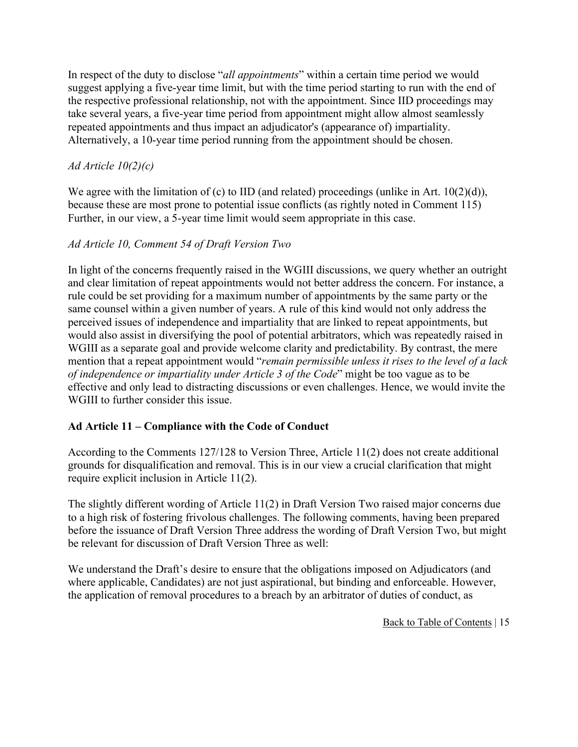In respect of the duty to disclose "*all appointments*" within a certain time period we would suggest applying a five-year time limit, but with the time period starting to run with the end of the respective professional relationship, not with the appointment. Since IID proceedings may take several years, a five-year time period from appointment might allow almost seamlessly repeated appointments and thus impact an adjudicator's (appearance of) impartiality. Alternatively, a 10-year time period running from the appointment should be chosen.

*Ad Article 10(2)(c)*

We agree with the limitation of (c) to IID (and related) proceedings (unlike in Art. 10(2)(d)), because these are most prone to potential issue conflicts (as rightly noted in Comment 115) Further, in our view, a 5-year time limit would seem appropriate in this case.

*Ad Article 10, Comment 54 of Draft Version Two*

In light of the concerns frequently raised in the WGIII discussions, we query whether an outright and clear limitation of repeat appointments would not better address the concern. For instance, a rule could be set providing for a maximum number of appointments by the same party or the same counsel within a given number of years. A rule of this kind would not only address the perceived issues of independence and impartiality that are linked to repeat appointments, but would also assist in diversifying the pool of potential arbitrators, which was repeatedly raised in WGIII as a separate goal and provide welcome clarity and predictability. By contrast, the mere mention that a repeat appointment would "*remain permissible unless it rises to the level of a lack of independence or impartiality under Article 3 of the Code*" might be too vague as to be effective and only lead to distracting discussions or even challenges. Hence, we would invite the WGIII to further consider this issue.

**Ad Article 11 – Compliance with the Code of Conduct**

According to the Comments 127/128 to Version Three, Article 11(2) does not create additional grounds for disqualification and removal. This is in our view a crucial clarification that might require explicit inclusion in Article 11(2).

The slightly different wording of Article 11(2) in Draft Version Two raised major concerns due to a high risk of fostering frivolous challenges. The following comments, having been prepared before the issuance of Draft Version Three address the wording of Draft Version Two, but might be relevant for discussion of Draft Version Three as well:

We understand the Draft's desire to ensure that the obligations imposed on Adjudicators (and where applicable, Candidates) are not just aspirational, but binding and enforceable. However, the application of removal procedures to a breach by an arbitrator of duties of conduct, as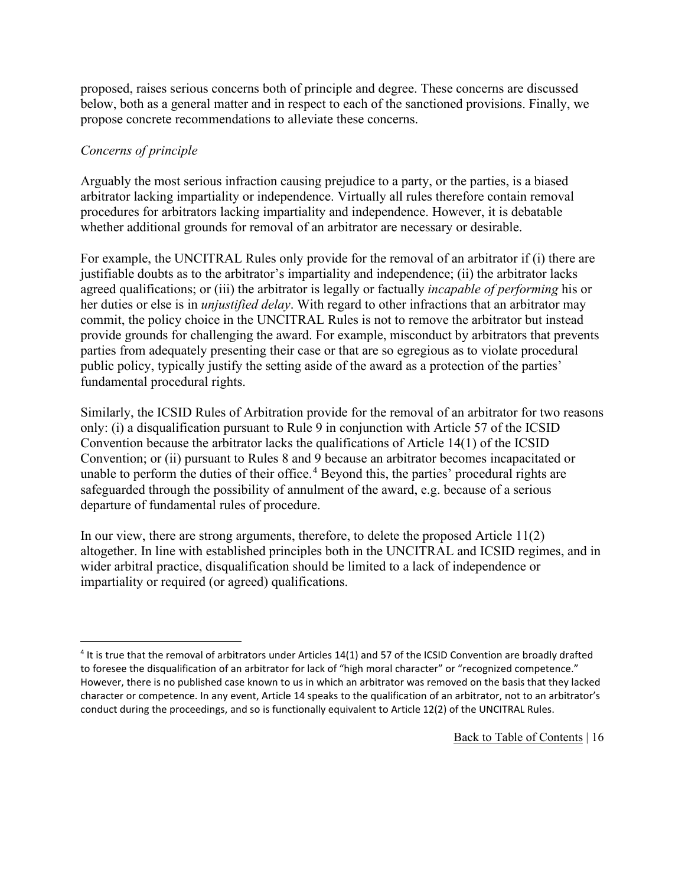proposed, raises serious concerns both of principle and degree. These concerns are discussed below, both as a general matter and in respect to each of the sanctioned provisions. Finally, we propose concrete recommendations to alleviate these concerns.

*Concerns of principle*

Arguably the most serious infraction causing prejudice to a party, or the parties, is a biased arbitrator lacking impartiality or independence. Virtually all rules therefore contain removal procedures for arbitrators lacking impartiality and independence. However, it is debatable whether additional grounds for removal of an arbitrator are necessary or desirable.

For example, the UNCITRAL Rules only provide for the removal of an arbitrator if (i) there are justifiable doubts as to the arbitrator's impartiality and independence; (ii) the arbitrator lacks agreed qualifications; or (iii) the arbitrator is legally or factually *incapable of performing* his or her duties or else is in *unjustified delay*. With regard to other infractions that an arbitrator may commit, the policy choice in the UNCITRAL Rules is not to remove the arbitrator but instead provide grounds for challenging the award. For example, misconduct by arbitrators that prevents parties from adequately presenting their case or that are so egregious as to violate procedural public policy, typically justify the setting aside of the award as a protection of the parties' fundamental procedural rights.

Similarly, the ICSID Rules of Arbitration provide for the removal of an arbitrator for two reasons only: (i) a disqualification pursuant to Rule 9 in conjunction with Article 57 of the ICSID Convention because the arbitrator lacks the qualifications of Article 14(1) of the ICSID Convention; or (ii) pursuant to Rules 8 and 9 because an arbitrator becomes incapacitated or unable to perform the duties of their office.[4] Beyond this, the parties' procedural rights are safeguarded through the possibility of annulment of the award, e.g. because of a serious departure of fundamental rules of procedure.

In our view, there are strong arguments, therefore, to delete the proposed Article 11(2) altogether. In line with established principles both in the UNCITRAL and ICSID regimes, and in wider arbitral practice, disqualification should be limited to a lack of independence or impartiality or required (or agreed) qualifications.

---

[4] It is true that the removal of arbitrators under Articles 14(1) and 57 of the ICSID Convention are broadly drafted to foresee the disqualification of an arbitrator for lack of "high moral character" or "recognized competence." However, there is no published case known to us in which an arbitrator was removed on the basis that they lacked character or competence. In any event, Article 14 speaks to the qualification of an arbitrator, not to an arbitrator's conduct during the proceedings, and so is functionally equivalent to Article 12(2) of the UNCITRAL Rules.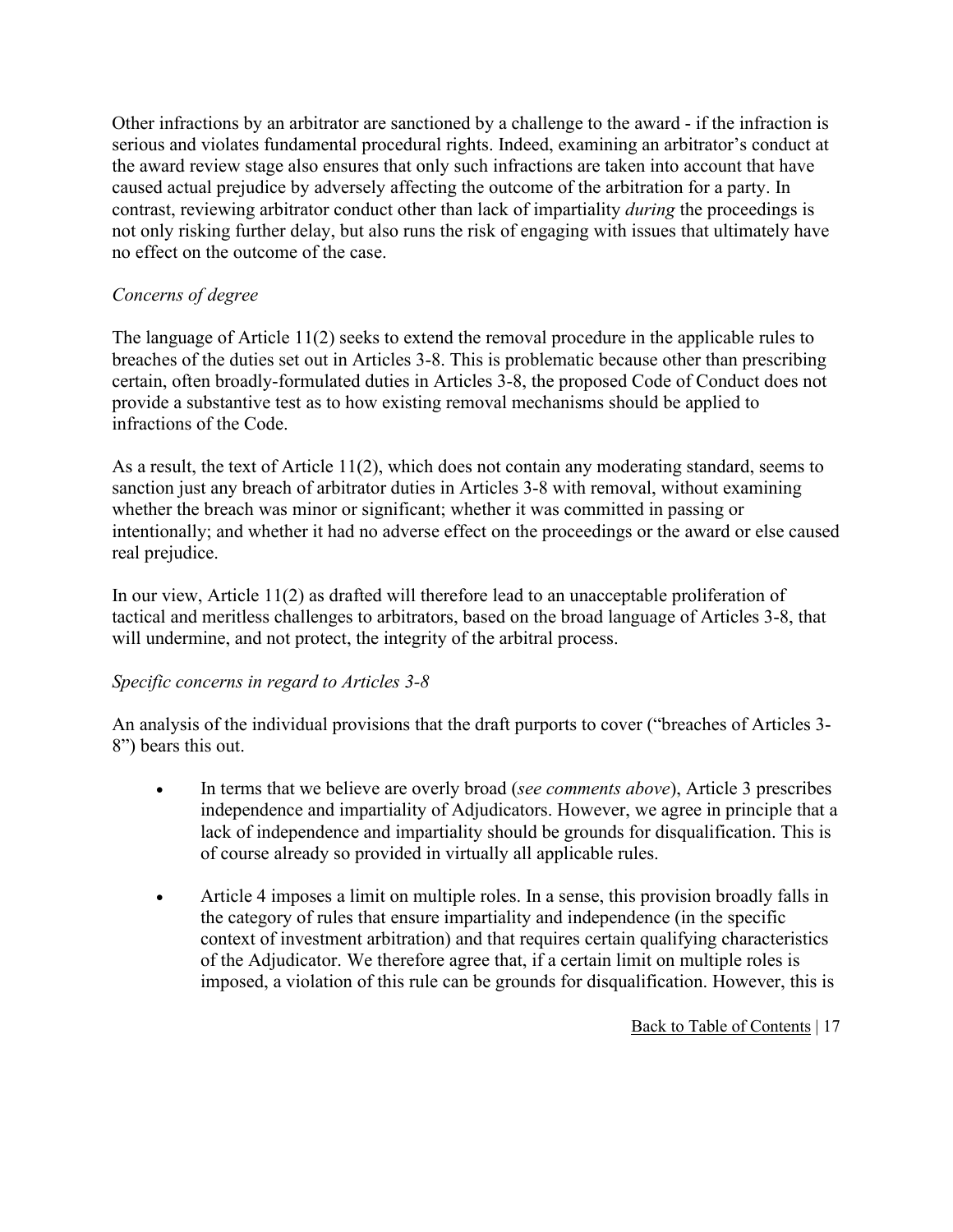Other infractions by an arbitrator are sanctioned by a challenge to the award - if the infraction is serious and violates fundamental procedural rights. Indeed, examining an arbitrator's conduct at the award review stage also ensures that only such infractions are taken into account that have caused actual prejudice by adversely affecting the outcome of the arbitration for a party. In contrast, reviewing arbitrator conduct other than lack of impartiality *during* the proceedings is not only risking further delay, but also runs the risk of engaging with issues that ultimately have no effect on the outcome of the case.

*Concerns of degree*

The language of Article 11(2) seeks to extend the removal procedure in the applicable rules to breaches of the duties set out in Articles 3-8. This is problematic because other than prescribing certain, often broadly-formulated duties in Articles 3-8, the proposed Code of Conduct does not provide a substantive test as to how existing removal mechanisms should be applied to infractions of the Code.

As a result, the text of Article 11(2), which does not contain any moderating standard, seems to sanction just any breach of arbitrator duties in Articles 3-8 with removal, without examining whether the breach was minor or significant; whether it was committed in passing or intentionally; and whether it had no adverse effect on the proceedings or the award or else caused real prejudice.

In our view, Article 11(2) as drafted will therefore lead to an unacceptable proliferation of tactical and meritless challenges to arbitrators, based on the broad language of Articles 3-8, that will undermine, and not protect, the integrity of the arbitral process.

*Specific concerns in regard to Articles 3-8*

An analysis of the individual provisions that the draft purports to cover ("breaches of Articles 3-8") bears this out.

- In terms that we believe are overly broad (*see comments above*), Article 3 prescribes independence and impartiality of Adjudicators. However, we agree in principle that a lack of independence and impartiality should be grounds for disqualification. This is of course already so provided in virtually all applicable rules.
- Article 4 imposes a limit on multiple roles. In a sense, this provision broadly falls in the category of rules that ensure impartiality and independence (in the specific context of investment arbitration) and that requires certain qualifying characteristics of the Adjudicator. We therefore agree that, if a certain limit on multiple roles is imposed, a violation of this rule can be grounds for disqualification. However, this is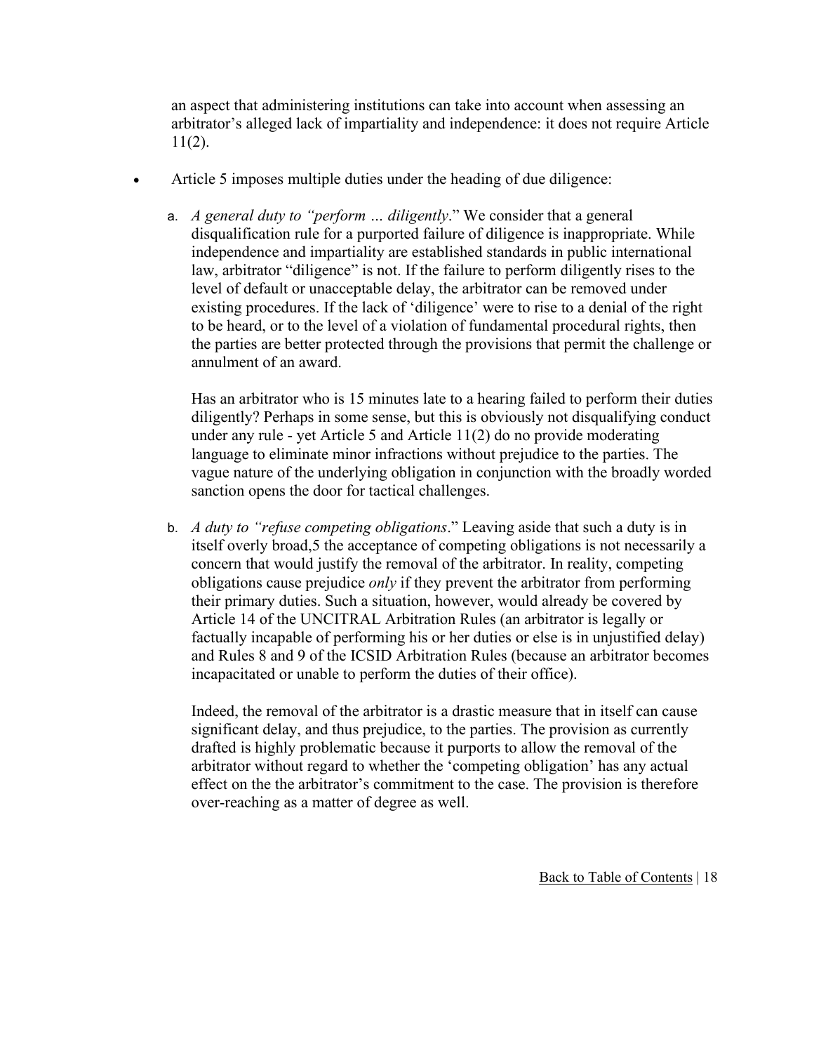an aspect that administering institutions can take into account when assessing an arbitrator's alleged lack of impartiality and independence: it does not require Article 11(2).

- Article 5 imposes multiple duties under the heading of due diligence:

  a. *A general duty to "perform … diligently*." We consider that a general disqualification rule for a purported failure of diligence is inappropriate. While independence and impartiality are established standards in public international law, arbitrator "diligence" is not. If the failure to perform diligently rises to the level of default or unacceptable delay, the arbitrator can be removed under existing procedures. If the lack of 'diligence' were to rise to a denial of the right to be heard, or to the level of a violation of fundamental procedural rights, then the parties are better protected through the provisions that permit the challenge or annulment of an award.

     Has an arbitrator who is 15 minutes late to a hearing failed to perform their duties diligently? Perhaps in some sense, but this is obviously not disqualifying conduct under any rule - yet Article 5 and Article 11(2) do no provide moderating language to eliminate minor infractions without prejudice to the parties. The vague nature of the underlying obligation in conjunction with the broadly worded sanction opens the door for tactical challenges.

  b. *A duty to "refuse competing obligations*." Leaving aside that such a duty is in itself overly broad,[5] the acceptance of competing obligations is not necessarily a concern that would justify the removal of the arbitrator. In reality, competing obligations cause prejudice *only* if they prevent the arbitrator from performing their primary duties. Such a situation, however, would already be covered by Article 14 of the UNCITRAL Arbitration Rules (an arbitrator is legally or factually incapable of performing his or her duties or else is in unjustified delay) and Rules 8 and 9 of the ICSID Arbitration Rules (because an arbitrator becomes incapacitated or unable to perform the duties of their office).

     Indeed, the removal of the arbitrator is a drastic measure that in itself can cause significant delay, and thus prejudice, to the parties. The provision as currently drafted is highly problematic because it purports to allow the removal of the arbitrator without regard to whether the 'competing obligation' has any actual effect on the the arbitrator's commitment to the case. The provision is therefore over-reaching as a matter of degree as well.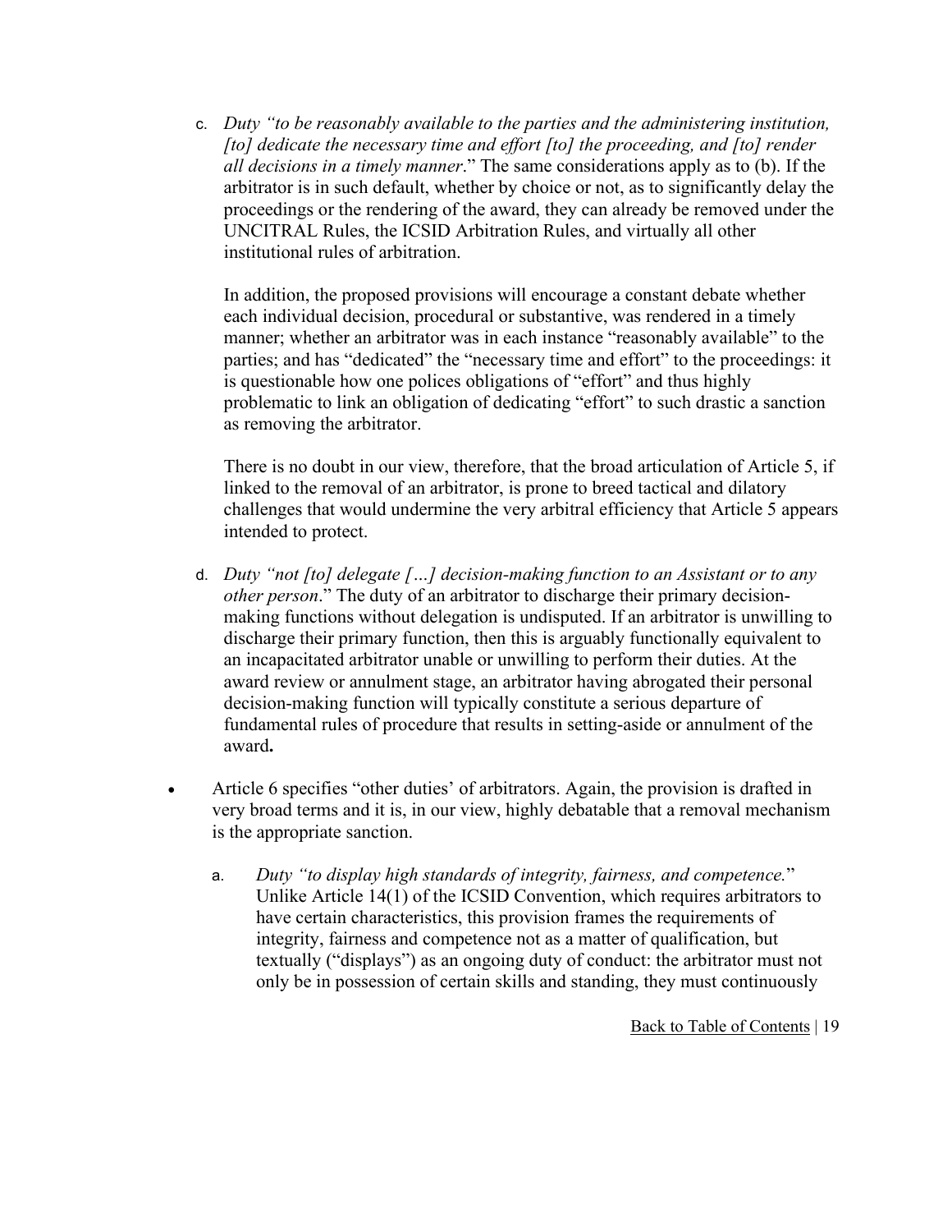c. *Duty "to be reasonably available to the parties and the administering institution, [to] dedicate the necessary time and effort [to] the proceeding, and [to] render all decisions in a timely manner*." The same considerations apply as to (b). If the arbitrator is in such default, whether by choice or not, as to significantly delay the proceedings or the rendering of the award, they can already be removed under the UNCITRAL Rules, the ICSID Arbitration Rules, and virtually all other institutional rules of arbitration.

   In addition, the proposed provisions will encourage a constant debate whether each individual decision, procedural or substantive, was rendered in a timely manner; whether an arbitrator was in each instance "reasonably available" to the parties; and has "dedicated" the "necessary time and effort" to the proceedings: it is questionable how one polices obligations of "effort" and thus highly problematic to link an obligation of dedicating "effort" to such drastic a sanction as removing the arbitrator.

   There is no doubt in our view, therefore, that the broad articulation of Article 5, if linked to the removal of an arbitrator, is prone to breed tactical and dilatory challenges that would undermine the very arbitral efficiency that Article 5 appears intended to protect.

d. *Duty "not [to] delegate […] decision-making function to an Assistant or to any other person*." The duty of an arbitrator to discharge their primary decision-making functions without delegation is undisputed. If an arbitrator is unwilling to discharge their primary function, then this is arguably functionally equivalent to an incapacitated arbitrator unable or unwilling to perform their duties. At the award review or annulment stage, an arbitrator having abrogated their personal decision-making function will typically constitute a serious departure of fundamental rules of procedure that results in setting-aside or annulment of the award**.**

- Article 6 specifies "other duties' of arbitrators. Again, the provision is drafted in very broad terms and it is, in our view, highly debatable that a removal mechanism is the appropriate sanction.

  a. *Duty "to display high standards of integrity, fairness, and competence.*" Unlike Article 14(1) of the ICSID Convention, which requires arbitrators to have certain characteristics, this provision frames the requirements of integrity, fairness and competence not as a matter of qualification, but textually ("displays") as an ongoing duty of conduct: the arbitrator must not only be in possession of certain skills and standing, they must continuously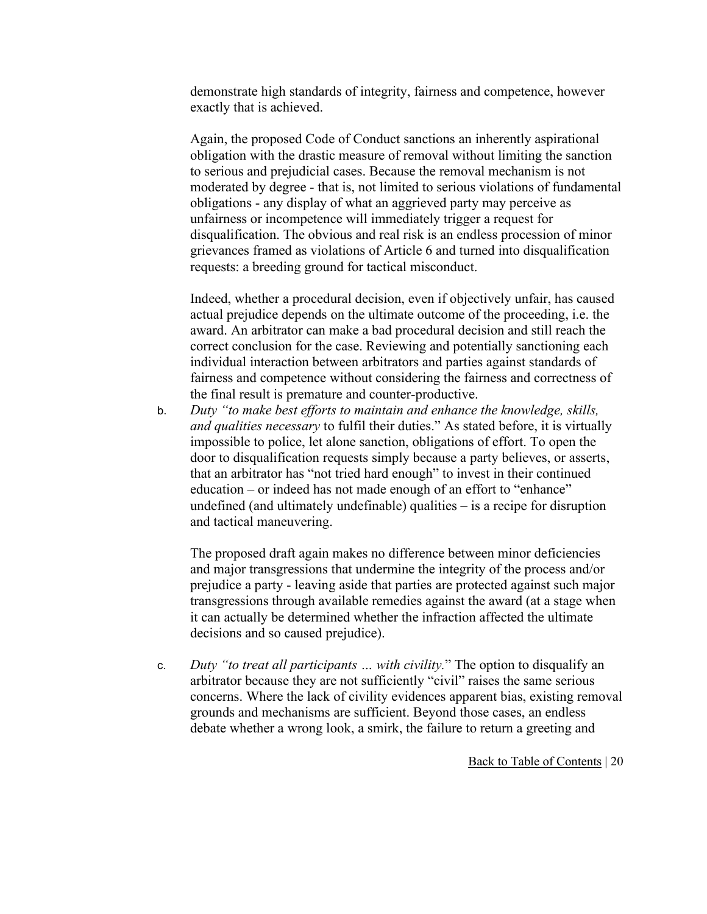demonstrate high standards of integrity, fairness and competence, however exactly that is achieved.

Again, the proposed Code of Conduct sanctions an inherently aspirational obligation with the drastic measure of removal without limiting the sanction to serious and prejudicial cases. Because the removal mechanism is not moderated by degree - that is, not limited to serious violations of fundamental obligations - any display of what an aggrieved party may perceive as unfairness or incompetence will immediately trigger a request for disqualification. The obvious and real risk is an endless procession of minor grievances framed as violations of Article 6 and turned into disqualification requests: a breeding ground for tactical misconduct.

Indeed, whether a procedural decision, even if objectively unfair, has caused actual prejudice depends on the ultimate outcome of the proceeding, i.e. the award. An arbitrator can make a bad procedural decision and still reach the correct conclusion for the case. Reviewing and potentially sanctioning each individual interaction between arbitrators and parties against standards of fairness and competence without considering the fairness and correctness of the final result is premature and counter-productive.

b. *Duty "to make best efforts to maintain and enhance the knowledge, skills, and qualities necessary* to fulfil their duties." As stated before, it is virtually impossible to police, let alone sanction, obligations of effort. To open the door to disqualification requests simply because a party believes, or asserts, that an arbitrator has "not tried hard enough" to invest in their continued education – or indeed has not made enough of an effort to "enhance" undefined (and ultimately undefinable) qualities – is a recipe for disruption and tactical maneuvering.

   The proposed draft again makes no difference between minor deficiencies and major transgressions that undermine the integrity of the process and/or prejudice a party - leaving aside that parties are protected against such major transgressions through available remedies against the award (at a stage when it can actually be determined whether the infraction affected the ultimate decisions and so caused prejudice).

c. *Duty "to treat all participants … with civility.*" The option to disqualify an arbitrator because they are not sufficiently "civil" raises the same serious concerns. Where the lack of civility evidences apparent bias, existing removal grounds and mechanisms are sufficient. Beyond those cases, an endless debate whether a wrong look, a smirk, the failure to return a greeting and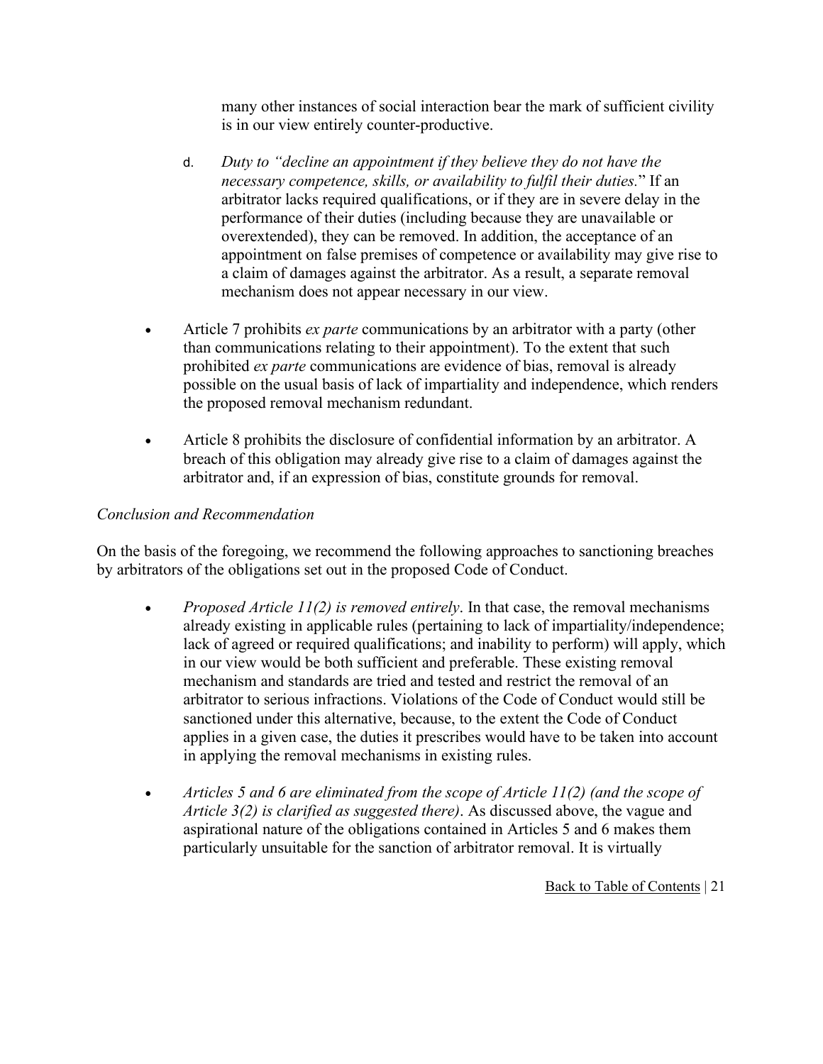many other instances of social interaction bear the mark of sufficient civility is in our view entirely counter-productive.

d. *Duty to "decline an appointment if they believe they do not have the necessary competence, skills, or availability to fulfil their duties.*" If an arbitrator lacks required qualifications, or if they are in severe delay in the performance of their duties (including because they are unavailable or overextended), they can be removed. In addition, the acceptance of an appointment on false premises of competence or availability may give rise to a claim of damages against the arbitrator. As a result, a separate removal mechanism does not appear necessary in our view.

- Article 7 prohibits *ex parte* communications by an arbitrator with a party (other than communications relating to their appointment). To the extent that such prohibited *ex parte* communications are evidence of bias, removal is already possible on the usual basis of lack of impartiality and independence, which renders the proposed removal mechanism redundant.

- Article 8 prohibits the disclosure of confidential information by an arbitrator. A breach of this obligation may already give rise to a claim of damages against the arbitrator and, if an expression of bias, constitute grounds for removal.

*Conclusion and Recommendation*

On the basis of the foregoing, we recommend the following approaches to sanctioning breaches by arbitrators of the obligations set out in the proposed Code of Conduct.

- *Proposed Article 11(2) is removed entirely*. In that case, the removal mechanisms already existing in applicable rules (pertaining to lack of impartiality/independence; lack of agreed or required qualifications; and inability to perform) will apply, which in our view would be both sufficient and preferable. These existing removal mechanism and standards are tried and tested and restrict the removal of an arbitrator to serious infractions. Violations of the Code of Conduct would still be sanctioned under this alternative, because, to the extent the Code of Conduct applies in a given case, the duties it prescribes would have to be taken into account in applying the removal mechanisms in existing rules.

- *Articles 5 and 6 are eliminated from the scope of Article 11(2) (and the scope of Article 3(2) is clarified as suggested there)*. As discussed above, the vague and aspirational nature of the obligations contained in Articles 5 and 6 makes them particularly unsuitable for the sanction of arbitrator removal. It is virtually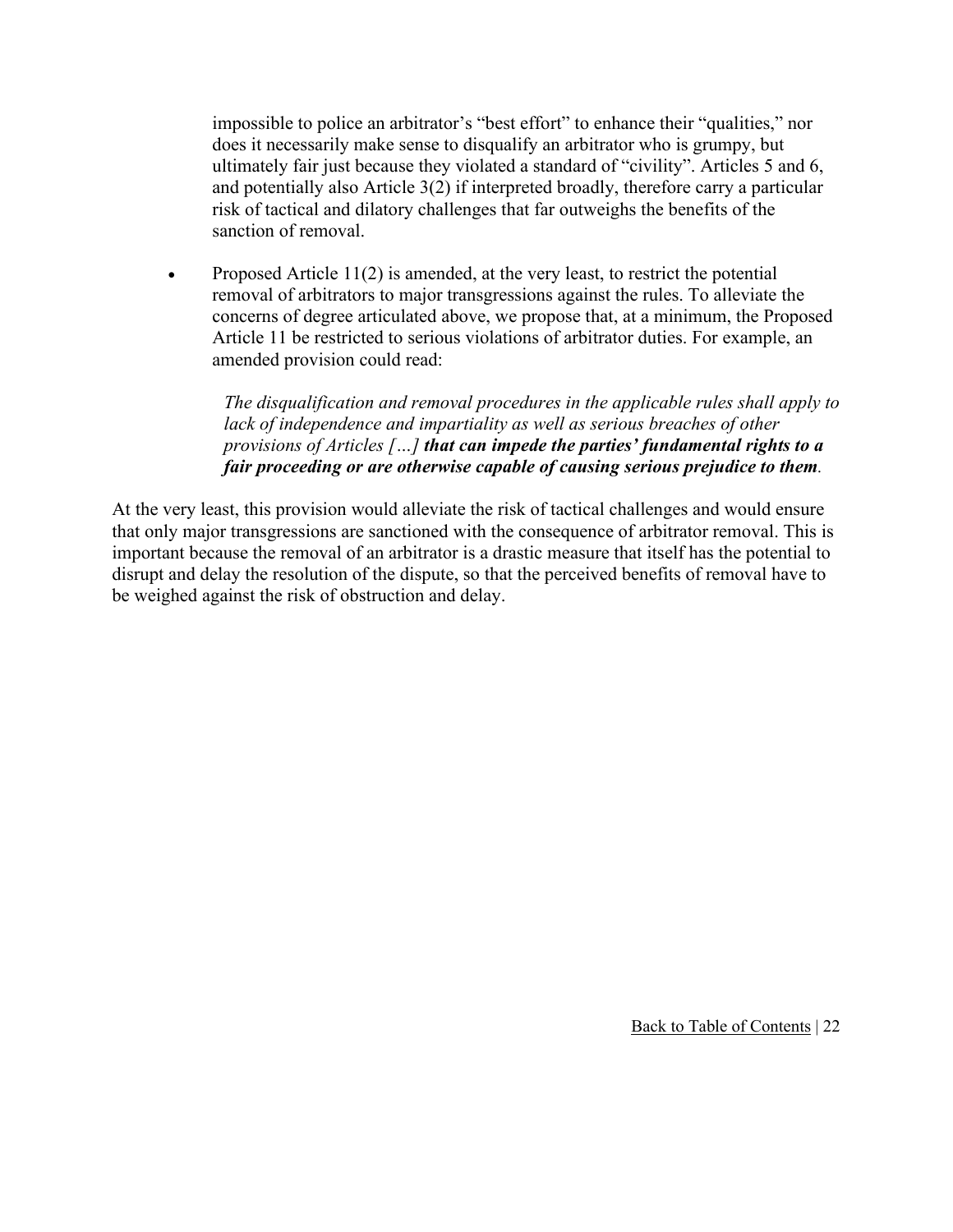impossible to police an arbitrator's "best effort" to enhance their "qualities," nor does it necessarily make sense to disqualify an arbitrator who is grumpy, but ultimately fair just because they violated a standard of "civility". Articles 5 and 6, and potentially also Article 3(2) if interpreted broadly, therefore carry a particular risk of tactical and dilatory challenges that far outweighs the benefits of the sanction of removal.

- Proposed Article 11(2) is amended, at the very least, to restrict the potential removal of arbitrators to major transgressions against the rules. To alleviate the concerns of degree articulated above, we propose that, at a minimum, the Proposed Article 11 be restricted to serious violations of arbitrator duties. For example, an amended provision could read:

  *The disqualification and removal procedures in the applicable rules shall apply to lack of independence and impartiality as well as serious breaches of other provisions of Articles […]* ***that can impede the parties' fundamental rights to a fair proceeding or are otherwise capable of causing serious prejudice to them****.*

At the very least, this provision would alleviate the risk of tactical challenges and would ensure that only major transgressions are sanctioned with the consequence of arbitrator removal. This is important because the removal of an arbitrator is a drastic measure that itself has the potential to disrupt and delay the resolution of the dispute, so that the perceived benefits of removal have to be weighed against the risk of obstruction and delay.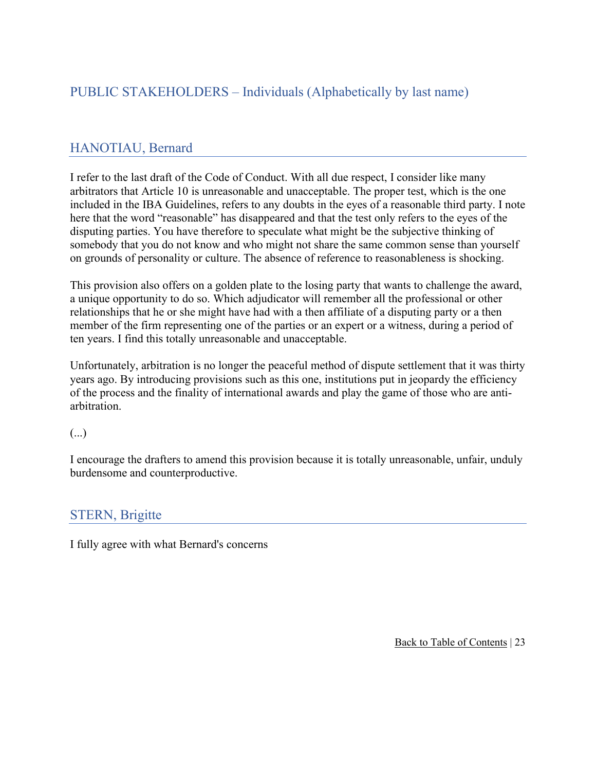## PUBLIC STAKEHOLDERS – Individuals (Alphabetically by last name)

### HANOTIAU, Bernard

I refer to the last draft of the Code of Conduct. With all due respect, I consider like many arbitrators that Article 10 is unreasonable and unacceptable. The proper test, which is the one included in the IBA Guidelines, refers to any doubts in the eyes of a reasonable third party. I note here that the word "reasonable" has disappeared and that the test only refers to the eyes of the disputing parties. You have therefore to speculate what might be the subjective thinking of somebody that you do not know and who might not share the same common sense than yourself on grounds of personality or culture. The absence of reference to reasonableness is shocking.

This provision also offers on a golden plate to the losing party that wants to challenge the award, a unique opportunity to do so. Which adjudicator will remember all the professional or other relationships that he or she might have had with a then affiliate of a disputing party or a then member of the firm representing one of the parties or an expert or a witness, during a period of ten years. I find this totally unreasonable and unacceptable.

Unfortunately, arbitration is no longer the peaceful method of dispute settlement that it was thirty years ago. By introducing provisions such as this one, institutions put in jeopardy the efficiency of the process and the finality of international awards and play the game of those who are anti-arbitration.

(...)

I encourage the drafters to amend this provision because it is totally unreasonable, unfair, unduly burdensome and counterproductive.

### STERN, Brigitte

I fully agree with what Bernard's concerns